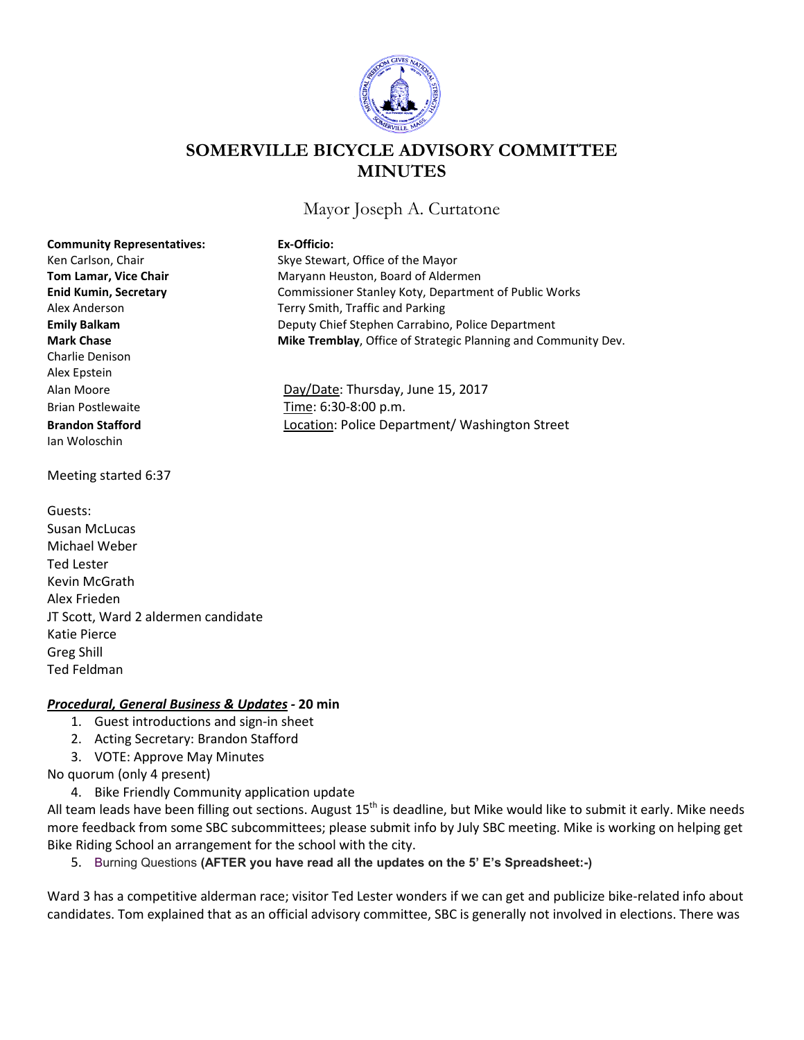# SOMERVILLE BICYCLE ADVISORY COMMITTEE MINUTES

Mayor Joseph A. Curtatone

**Community Representatives:**
Ken Carlson, Chair
**Tom Lamar, Vice Chair**
**Enid Kumin, Secretary**
Alex Anderson
**Emily Balkam**
**Mark Chase**
Charlie Denison
Alex Epstein
Alan Moore
Brian Postlewaite
**Brandon Stafford**
Ian Woloschin

**Ex-Officio:**
Skye Stewart, Office of the Mayor
Maryann Heuston, Board of Aldermen
Commissioner Stanley Koty, Department of Public Works
Terry Smith, Traffic and Parking
Deputy Chief Stephen Carrabino, Police Department
**Mike Tremblay**, Office of Strategic Planning and Community Dev.

Day/Date: Thursday, June 15, 2017
Time: 6:30-8:00 p.m.
Location: Police Department/ Washington Street

Meeting started 6:37

Guests:
Susan McLucas
Michael Weber
Ted Lester
Kevin McGrath
Alex Frieden
JT Scott, Ward 2 aldermen candidate
Katie Pierce
Greg Shill
Ted Feldman

## ***Procedural, General Business & Updates*** - 20 min

1. Guest introductions and sign-in sheet
2. Acting Secretary: Brandon Stafford
3. VOTE: Approve May Minutes

No quorum (only 4 present)

4. Bike Friendly Community application update

All team leads have been filling out sections. August 15th is deadline, but Mike would like to submit it early. Mike needs more feedback from some SBC subcommittees; please submit info by July SBC meeting. Mike is working on helping get Bike Riding School an arrangement for the school with the city.

5. Burning Questions **(AFTER you have read all the updates on the 5' E's Spreadsheet:-)**

Ward 3 has a competitive alderman race; visitor Ted Lester wonders if we can get and publicize bike-related info about candidates. Tom explained that as an official advisory committee, SBC is generally not involved in elections. There was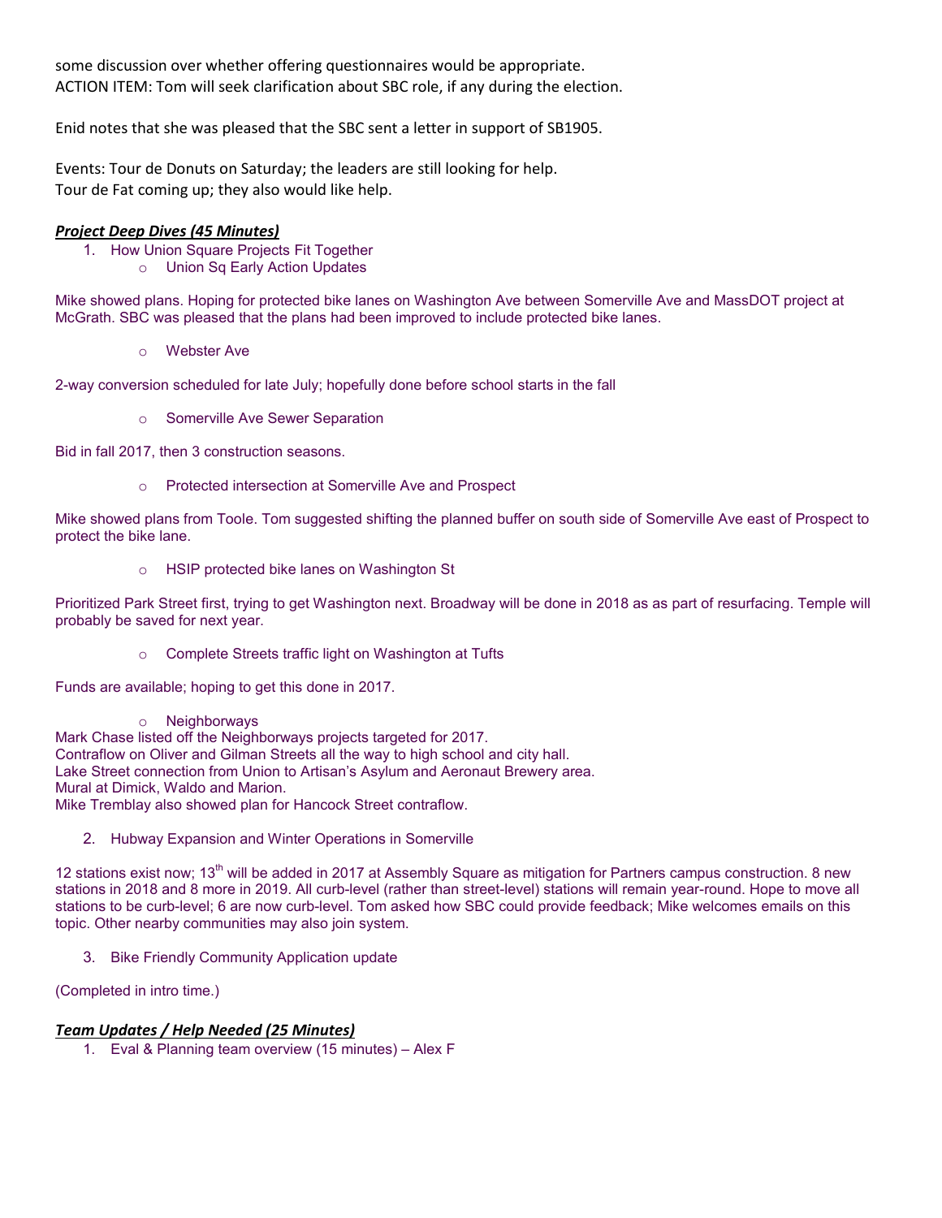some discussion over whether offering questionnaires would be appropriate.
ACTION ITEM: Tom will seek clarification about SBC role, if any during the election.

Enid notes that she was pleased that the SBC sent a letter in support of SB1905.

Events: Tour de Donuts on Saturday; the leaders are still looking for help.
Tour de Fat coming up; they also would like help.

***Project Deep Dives (45 Minutes)***

1. How Union Square Projects Fit Together
   - Union Sq Early Action Updates

Mike showed plans. Hoping for protected bike lanes on Washington Ave between Somerville Ave and MassDOT project at McGrath. SBC was pleased that the plans had been improved to include protected bike lanes.

   - Webster Ave

2-way conversion scheduled for late July; hopefully done before school starts in the fall

   - Somerville Ave Sewer Separation

Bid in fall 2017, then 3 construction seasons.

   - Protected intersection at Somerville Ave and Prospect

Mike showed plans from Toole. Tom suggested shifting the planned buffer on south side of Somerville Ave east of Prospect to protect the bike lane.

   - HSIP protected bike lanes on Washington St

Prioritized Park Street first, trying to get Washington next. Broadway will be done in 2018 as as part of resurfacing. Temple will probably be saved for next year.

   - Complete Streets traffic light on Washington at Tufts

Funds are available; hoping to get this done in 2017.

   - Neighborways

Mark Chase listed off the Neighborways projects targeted for 2017.
Contraflow on Oliver and Gilman Streets all the way to high school and city hall.
Lake Street connection from Union to Artisan's Asylum and Aeronaut Brewery area.
Mural at Dimick, Waldo and Marion.
Mike Tremblay also showed plan for Hancock Street contraflow.

2. Hubway Expansion and Winter Operations in Somerville

12 stations exist now; 13th will be added in 2017 at Assembly Square as mitigation for Partners campus construction. 8 new stations in 2018 and 8 more in 2019. All curb-level (rather than street-level) stations will remain year-round. Hope to move all stations to be curb-level; 6 are now curb-level. Tom asked how SBC could provide feedback; Mike welcomes emails on this topic. Other nearby communities may also join system.

3. Bike Friendly Community Application update

(Completed in intro time.)

***Team Updates / Help Needed (25 Minutes)***

1. Eval & Planning team overview (15 minutes) – Alex F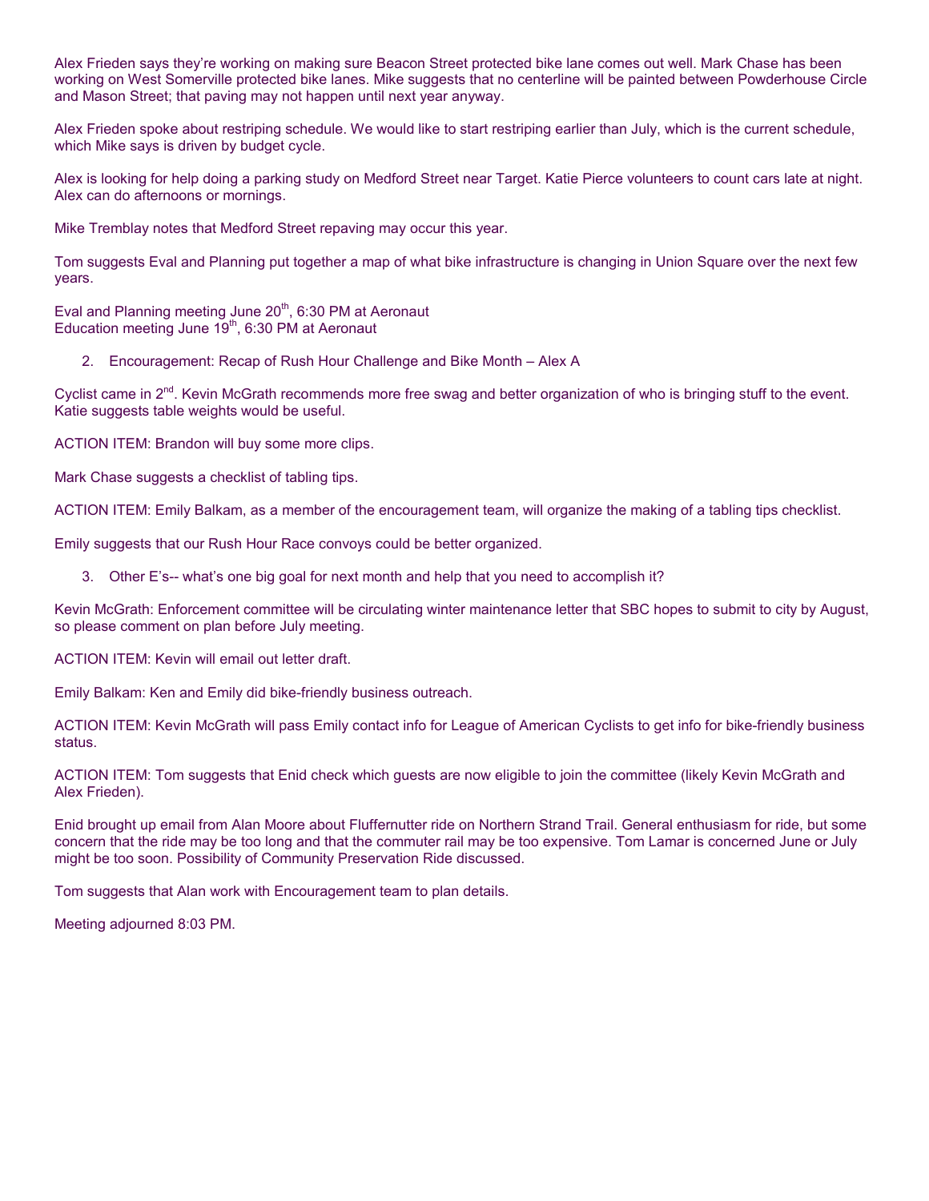Alex Frieden says they're working on making sure Beacon Street protected bike lane comes out well. Mark Chase has been working on West Somerville protected bike lanes. Mike suggests that no centerline will be painted between Powderhouse Circle and Mason Street; that paving may not happen until next year anyway.

Alex Frieden spoke about restriping schedule. We would like to start restriping earlier than July, which is the current schedule, which Mike says is driven by budget cycle.

Alex is looking for help doing a parking study on Medford Street near Target. Katie Pierce volunteers to count cars late at night. Alex can do afternoons or mornings.

Mike Tremblay notes that Medford Street repaving may occur this year.

Tom suggests Eval and Planning put together a map of what bike infrastructure is changing in Union Square over the next few years.

Eval and Planning meeting June 20th, 6:30 PM at Aeronaut
Education meeting June 19th, 6:30 PM at Aeronaut

2. Encouragement: Recap of Rush Hour Challenge and Bike Month – Alex A

Cyclist came in 2nd. Kevin McGrath recommends more free swag and better organization of who is bringing stuff to the event. Katie suggests table weights would be useful.

ACTION ITEM: Brandon will buy some more clips.

Mark Chase suggests a checklist of tabling tips.

ACTION ITEM: Emily Balkam, as a member of the encouragement team, will organize the making of a tabling tips checklist.

Emily suggests that our Rush Hour Race convoys could be better organized.

3. Other E's-- what's one big goal for next month and help that you need to accomplish it?

Kevin McGrath: Enforcement committee will be circulating winter maintenance letter that SBC hopes to submit to city by August, so please comment on plan before July meeting.

ACTION ITEM: Kevin will email out letter draft.

Emily Balkam: Ken and Emily did bike-friendly business outreach.

ACTION ITEM: Kevin McGrath will pass Emily contact info for League of American Cyclists to get info for bike-friendly business status.

ACTION ITEM: Tom suggests that Enid check which guests are now eligible to join the committee (likely Kevin McGrath and Alex Frieden).

Enid brought up email from Alan Moore about Fluffernutter ride on Northern Strand Trail. General enthusiasm for ride, but some concern that the ride may be too long and that the commuter rail may be too expensive. Tom Lamar is concerned June or July might be too soon. Possibility of Community Preservation Ride discussed.

Tom suggests that Alan work with Encouragement team to plan details.

Meeting adjourned 8:03 PM.